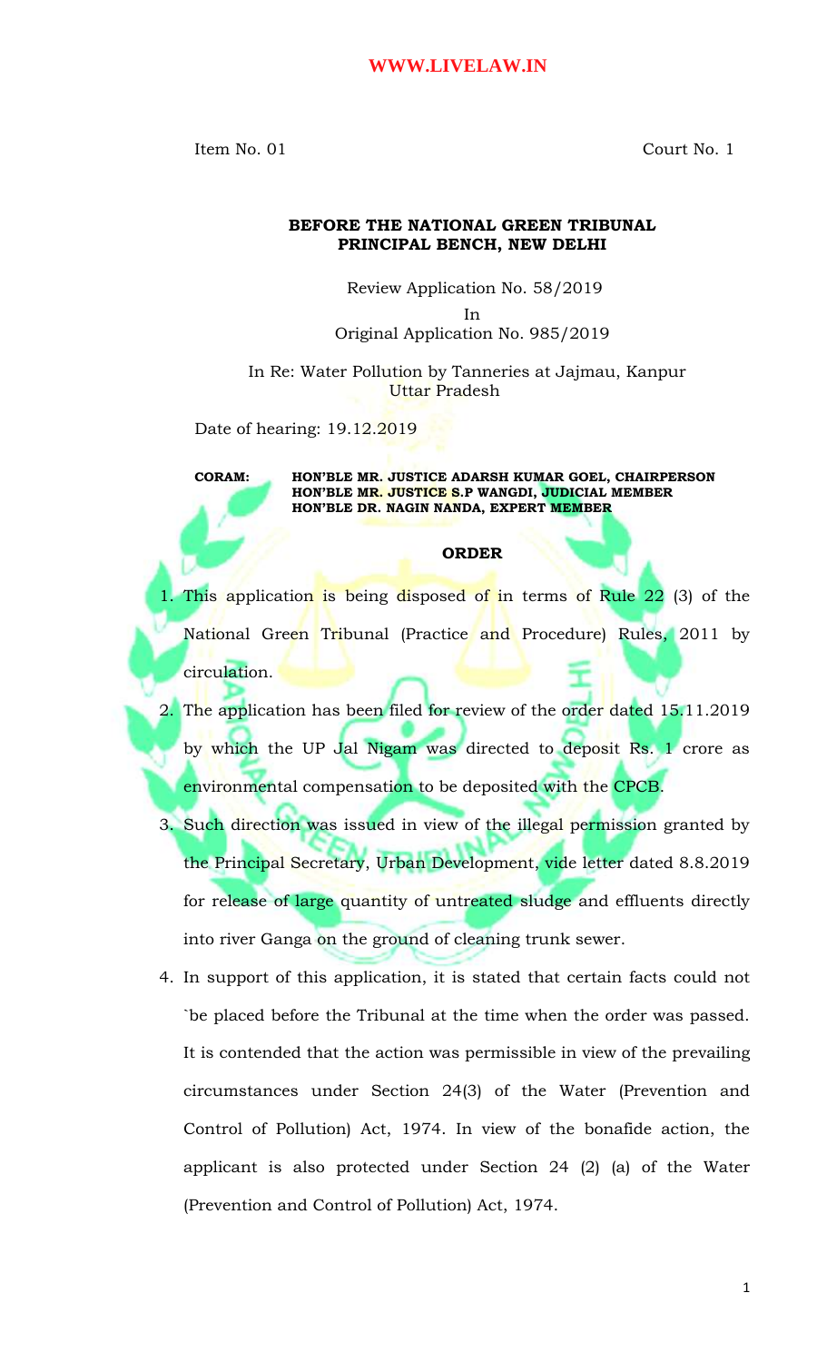Item No. 01 Court No. 1

**BEFORE THE NATIONAL GREEN TRIBUNAL**
**PRINCIPAL BENCH, NEW DELHI**

Review Application No. 58/2019
In
Original Application No. 985/2019

In Re: Water Pollution by Tanneries at Jajmau, Kanpur
Uttar Pradesh

Date of hearing: 19.12.2019

**CORAM: HON'BLE MR. JUSTICE ADARSH KUMAR GOEL, CHAIRPERSON**
**HON'BLE MR. JUSTICE S.P WANGDI, JUDICIAL MEMBER**
**HON'BLE DR. NAGIN NANDA, EXPERT MEMBER**

## ORDER

1. This application is being disposed of in terms of Rule 22 (3) of the National Green Tribunal (Practice and Procedure) Rules, 2011 by circulation.
2. The application has been filed for review of the order dated 15.11.2019 by which the UP Jal Nigam was directed to deposit Rs. 1 crore as environmental compensation to be deposited with the CPCB.
3. Such direction was issued in view of the illegal permission granted by the Principal Secretary, Urban Development, vide letter dated 8.8.2019 for release of large quantity of untreated sludge and effluents directly into river Ganga on the ground of cleaning trunk sewer.
4. In support of this application, it is stated that certain facts could not `be placed before the Tribunal at the time when the order was passed. It is contended that the action was permissible in view of the prevailing circumstances under Section 24(3) of the Water (Prevention and Control of Pollution) Act, 1974. In view of the bonafide action, the applicant is also protected under Section 24 (2) (a) of the Water (Prevention and Control of Pollution) Act, 1974.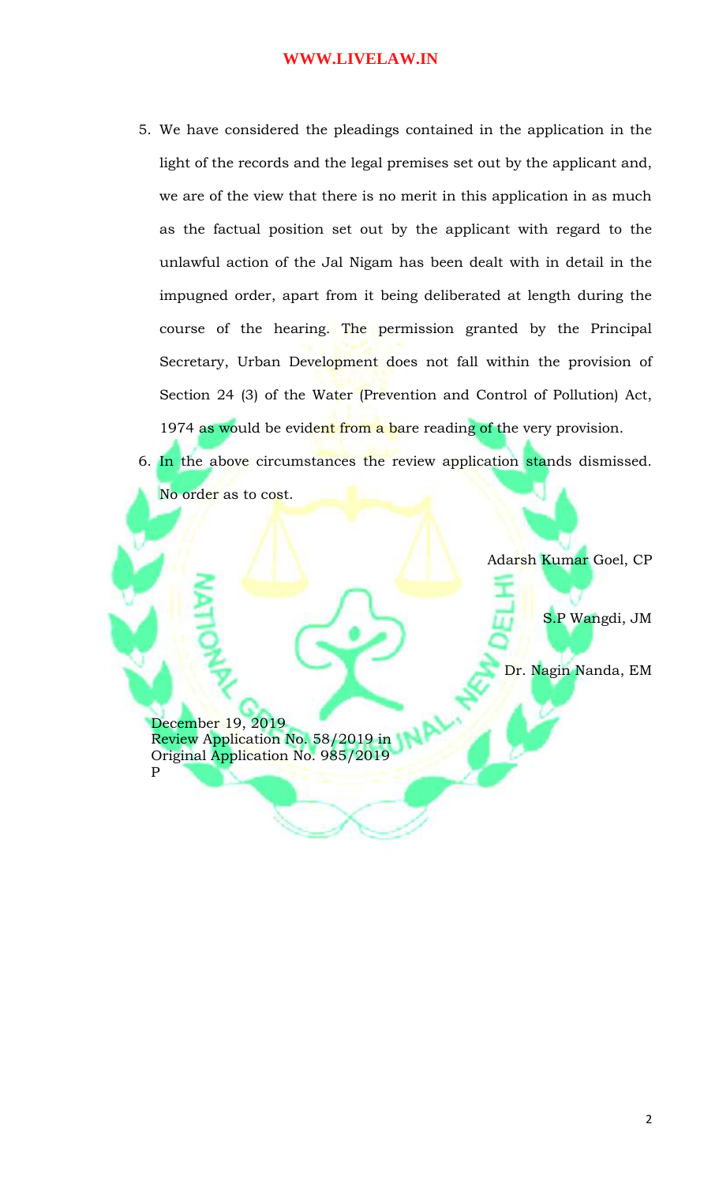5. We have considered the pleadings contained in the application in the light of the records and the legal premises set out by the applicant and, we are of the view that there is no merit in this application in as much as the factual position set out by the applicant with regard to the unlawful action of the Jal Nigam has been dealt with in detail in the impugned order, apart from it being deliberated at length during the course of the hearing. The permission granted by the Principal Secretary, Urban Development does not fall within the provision of Section 24 (3) of the Water (Prevention and Control of Pollution) Act, 1974 as would be evident from a bare reading of the very provision.

6. In the above circumstances the review application stands dismissed. No order as to cost.

Adarsh Kumar Goel, CP

S.P Wangdi, JM

Dr. Nagin Nanda, EM

December 19, 2019
Review Application No. 58/2019 in
Original Application No. 985/2019
P